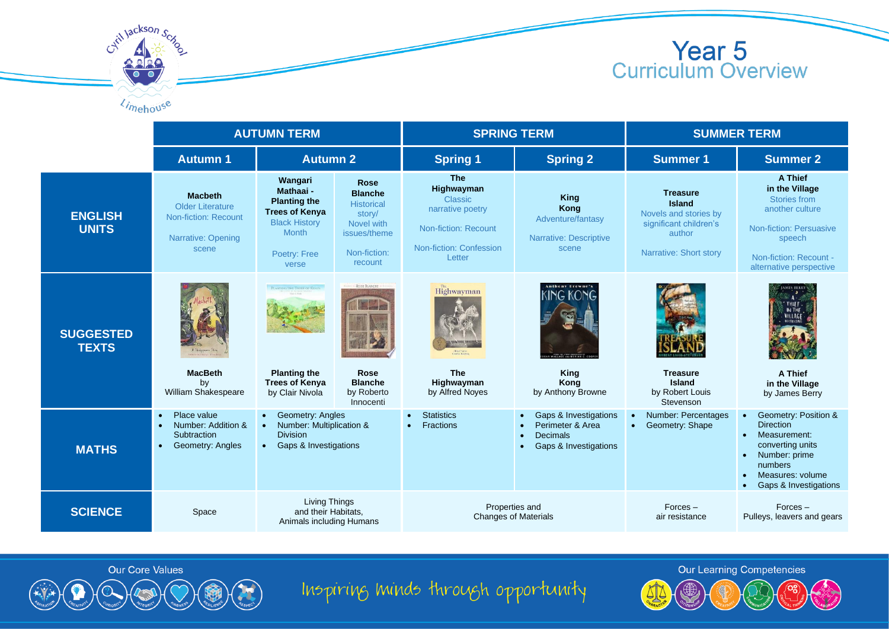# Year 5 Curriculum Overview

Cyril Jackson School, Limehouse

| | AUTUMN TERM | | | SPRING TERM | | SUMMER TERM | |
|---|---|---|---|---|---|---|---|
| | Autumn 1 | Autumn 2 | | Spring 1 | Spring 2 | Summer 1 | Summer 2 |
| **ENGLISH UNITS** | **Macbeth** Older Literature Non-fiction: Recount Narrative: Opening scene | **Wangari Mathaai - Planting the Trees of Kenya** Black History Month Poetry: Free verse | **Rose Blanche** Historical story/ Novel with issues/theme Non-fiction: recount | **The Highwayman** Classic narrative poetry Non-fiction: Recount Non-fiction: Confession Letter | **King Kong** Adventure/fantasy Narrative: Descriptive scene | **Treasure Island** Novels and stories by significant children's author Narrative: Short story | **A Thief in the Village** Stories from another culture Non-fiction: Persuasive speech Non-fiction: Recount - alternative perspective |
| **SUGGESTED TEXTS** | **MacBeth** by William Shakespeare | **Planting the Trees of Kenya** by Clair Nivola | **Rose Blanche** by Roberto Innocenti | **The Highwayman** by Alfred Noyes | **King Kong** by Anthony Browne | **Treasure Island** by Robert Louis Stevenson | **A Thief in the Village** by James Berry |
| **MATHS** | • Place value<br>• Number: Addition & Subtraction<br>• Geometry: Angles | • Geometry: Angles<br>• Number: Multiplication & Division<br>• Gaps & Investigations | | • Statistics<br>• Fractions | • Gaps & Investigations<br>• Perimeter & Area<br>• Decimals<br>• Gaps & Investigations | • Number: Percentages<br>• Geometry: Shape | • Geometry: Position & Direction<br>• Measurement: converting units<br>• Number: prime numbers<br>• Measures: volume<br>• Gaps & Investigations |
| **SCIENCE** | Space | Living Things and their Habitats, Animals including Humans | | Properties and Changes of Materials | | Forces – air resistance | Forces – Pulleys, leavers and gears |

Our Core Values: Aspiration, Creativity, Curiosity, Integrity, Kindness, Resilience, Respect

Inspiring minds through opportunity

Our Learning Competencies: Character, Citizenship, Creativity, Communication, Critical Thinking, Collaboration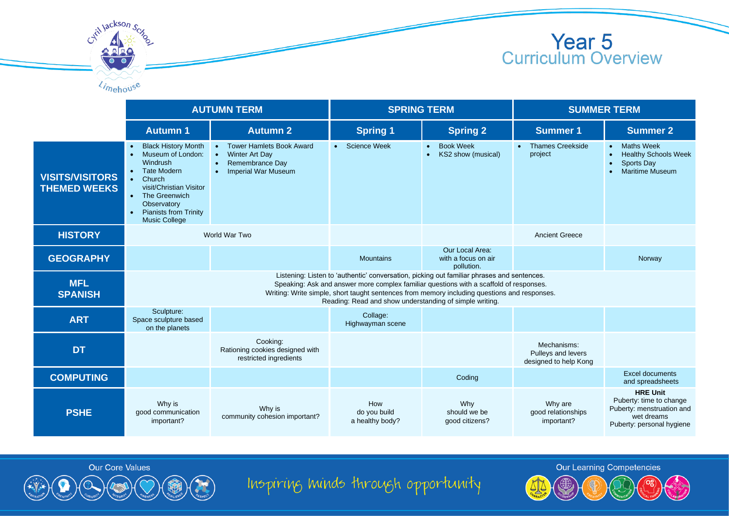# Year 5 Curriculum Overview

| | AUTUMN TERM | | SPRING TERM | | SUMMER TERM | |
|---|---|---|---|---|---|---|
| | **Autumn 1** | **Autumn 2** | **Spring 1** | **Spring 2** | **Summer 1** | **Summer 2** |
| **VISITS/VISITORS THEMED WEEKS** | • Black History Month<br>• Museum of London: Windrush<br>• Tate Modern<br>• Church visit/Christian Visitor<br>• The Greenwich Observatory<br>• Pianists from Trinity Music College | • Tower Hamlets Book Award<br>• Winter Art Day<br>• Remembrance Day<br>• Imperial War Museum | • Science Week | • Book Week<br>• KS2 show (musical) | • Thames Creekside project | • Maths Week<br>• Healthy Schools Week<br>• Sports Day<br>• Maritime Museum |
| **HISTORY** | World War Two | | | | Ancient Greece | |
| **GEOGRAPHY** | | | Mountains | Our Local Area: with a focus on air pollution. | | Norway |
| **MFL SPANISH** | Listening: Listen to 'authentic' conversation, picking out familiar phrases and sentences.<br>Speaking: Ask and answer more complex familiar questions with a scaffold of responses.<br>Writing: Write simple, short taught sentences from memory including questions and responses.<br>Reading: Read and show understanding of simple writing. | | | | | |
| **ART** | Sculpture: Space sculpture based on the planets | | Collage: Highwayman scene | | | |
| **DT** | | Cooking: Rationing cookies designed with restricted ingredients | | | Mechanisms: Pulleys and levers designed to help Kong | |
| **COMPUTING** | | | | Coding | | Excel documents and spreadsheets |
| **PSHE** | Why is good communication important? | Why is community cohesion important? | How do you build a healthy body? | Why should we be good citizens? | Why are good relationships important? | **HRE Unit**<br>Puberty: time to change<br>Puberty: menstruation and wet dreams<br>Puberty: personal hygiene |

Our Core Values

Inspiring minds through opportunity

Our Learning Competencies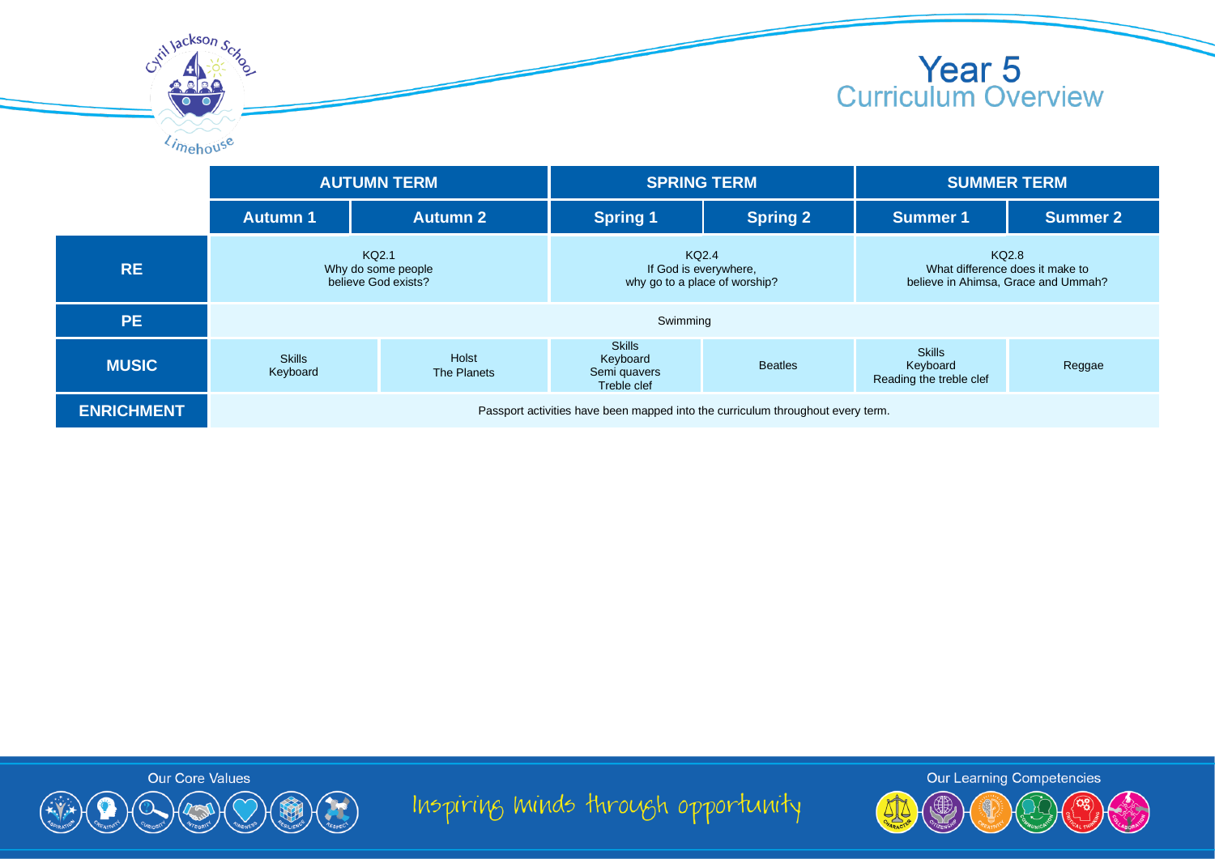# Year 5 Curriculum Overview

| | AUTUMN TERM | | SPRING TERM | | SUMMER TERM | |
|---|---|---|---|---|---|---|
| | Autumn 1 | Autumn 2 | Spring 1 | Spring 2 | Summer 1 | Summer 2 |
| **RE** | KQ2.1 Why do some people believe God exists? | | KQ2.4 If God is everywhere, why go to a place of worship? | | KQ2.8 What difference does it make to believe in Ahimsa, Grace and Ummah? | |
| **PE** | Swimming | | | | | |
| **MUSIC** | Skills Keyboard | Holst The Planets | Skills Keyboard Semi quavers Treble clef | Beatles | Skills Keyboard Reading the treble clef | Reggae |
| **ENRICHMENT** | Passport activities have been mapped into the curriculum throughout every term. | | | | | |

Our Core Values

Inspiring minds through opportunity

Our Learning Competencies